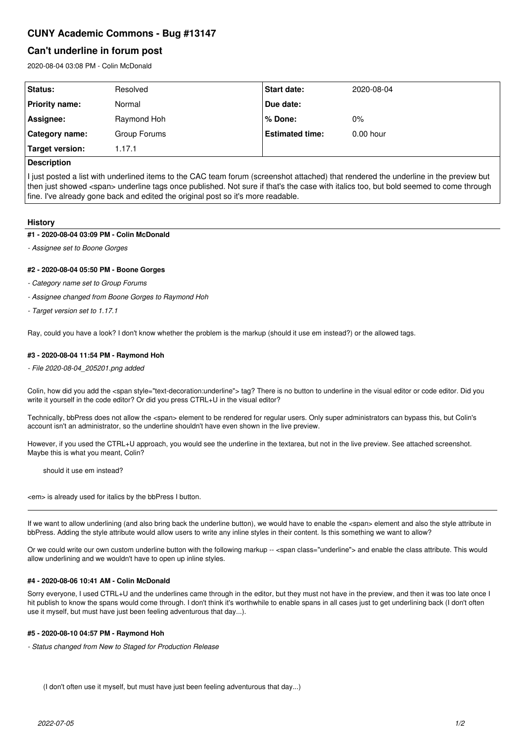# CUNY Academic Commons - Bug #13147

## Can't underline in forum post

2020-08-04 03:08 PM - Colin McDonald

| Status: | Resolved | Start date: | 2020-08-04 |
|---|---|---|---|
| Priority name: | Normal | Due date: | |
| Assignee: | Raymond Hoh | % Done: | 0% |
| Category name: | Group Forums | Estimated time: | 0.00 hour |
| Target version: | 1.17.1 | | |

**Description**

I just posted a list with underlined items to the CAC team forum (screenshot attached) that rendered the underline in the preview but then just showed <span> underline tags once published. Not sure if that's the case with italics too, but bold seemed to come through fine. I've already gone back and edited the original post so it's more readable.

### History

#### #1 - 2020-08-04 03:09 PM - Colin McDonald

- *Assignee set to Boone Gorges*

#### #2 - 2020-08-04 05:50 PM - Boone Gorges

- *Category name set to Group Forums*
- *Assignee changed from Boone Gorges to Raymond Hoh*
- *Target version set to 1.17.1*

Ray, could you have a look? I don't know whether the problem is the markup (should it use em instead?) or the allowed tags.

#### #3 - 2020-08-04 11:54 PM - Raymond Hoh

- *File 2020-08-04_205201.png added*

Colin, how did you add the <span style="text-decoration:underline"> tag? There is no button to underline in the visual editor or code editor. Did you write it yourself in the code editor? Or did you press CTRL+U in the visual editor?

Technically, bbPress does not allow the <span> element to be rendered for regular users. Only super administrators can bypass this, but Colin's account isn't an administrator, so the underline shouldn't have even shown in the live preview.

However, if you used the CTRL+U approach, you would see the underline in the textarea, but not in the live preview. See attached screenshot. Maybe this is what you meant, Colin?

> should it use em instead?

<em> is already used for italics by the bbPress I button.

---

If we want to allow underlining (and also bring back the underline button), we would have to enable the <span> element and also the style attribute in bbPress. Adding the style attribute would allow users to write any inline styles in their content. Is this something we want to allow?

Or we could write our own custom underline button with the following markup -- <span class="underline"> and enable the class attribute. This would allow underlining and we wouldn't have to open up inline styles.

#### #4 - 2020-08-06 10:41 AM - Colin McDonald

Sorry everyone, I used CTRL+U and the underlines came through in the editor, but they must not have in the preview, and then it was too late once I hit publish to know the spans would come through. I don't think it's worthwhile to enable spans in all cases just to get underlining back (I don't often use it myself, but must have just been feeling adventurous that day...).

#### #5 - 2020-08-10 04:57 PM - Raymond Hoh

- *Status changed from New to Staged for Production Release*

> (I don't often use it myself, but must have just been feeling adventurous that day...)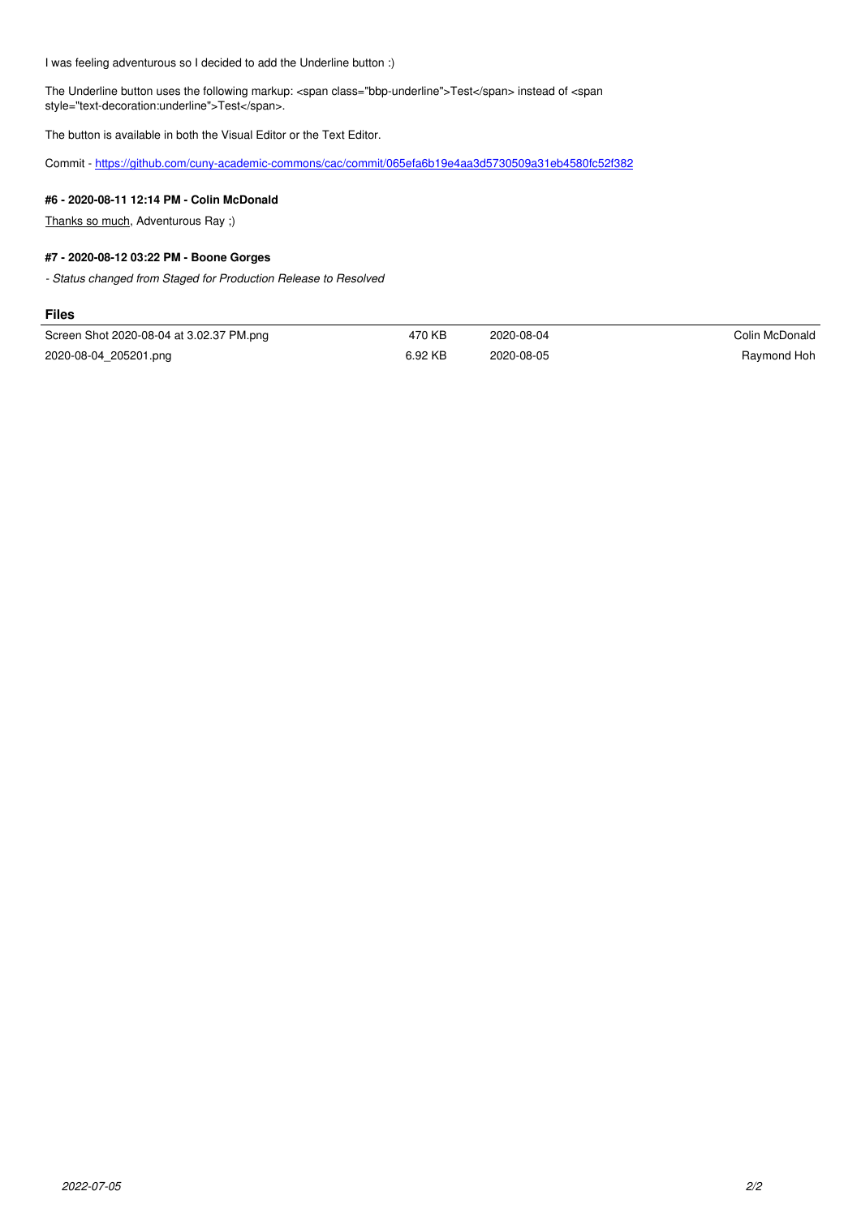I was feeling adventurous so I decided to add the Underline button :)

The Underline button uses the following markup: <span class="bbp-underline">Test</span> instead of <span style="text-decoration:underline">Test</span>.

The button is available in both the Visual Editor or the Text Editor.

Commit - https://github.com/cuny-academic-commons/cac/commit/065efa6b19e4aa3d5730509a31eb4580fc52f382

#### #6 - 2020-08-11 12:14 PM - Colin McDonald

Thanks so much, Adventurous Ray ;)

#### #7 - 2020-08-12 03:22 PM - Boone Gorges

*- Status changed from Staged for Production Release to Resolved*

### Files

| | | | |
|---|---|---|---|
| Screen Shot 2020-08-04 at 3.02.37 PM.png | 470 KB | 2020-08-04 | Colin McDonald |
| 2020-08-04_205201.png | 6.92 KB | 2020-08-05 | Raymond Hoh |